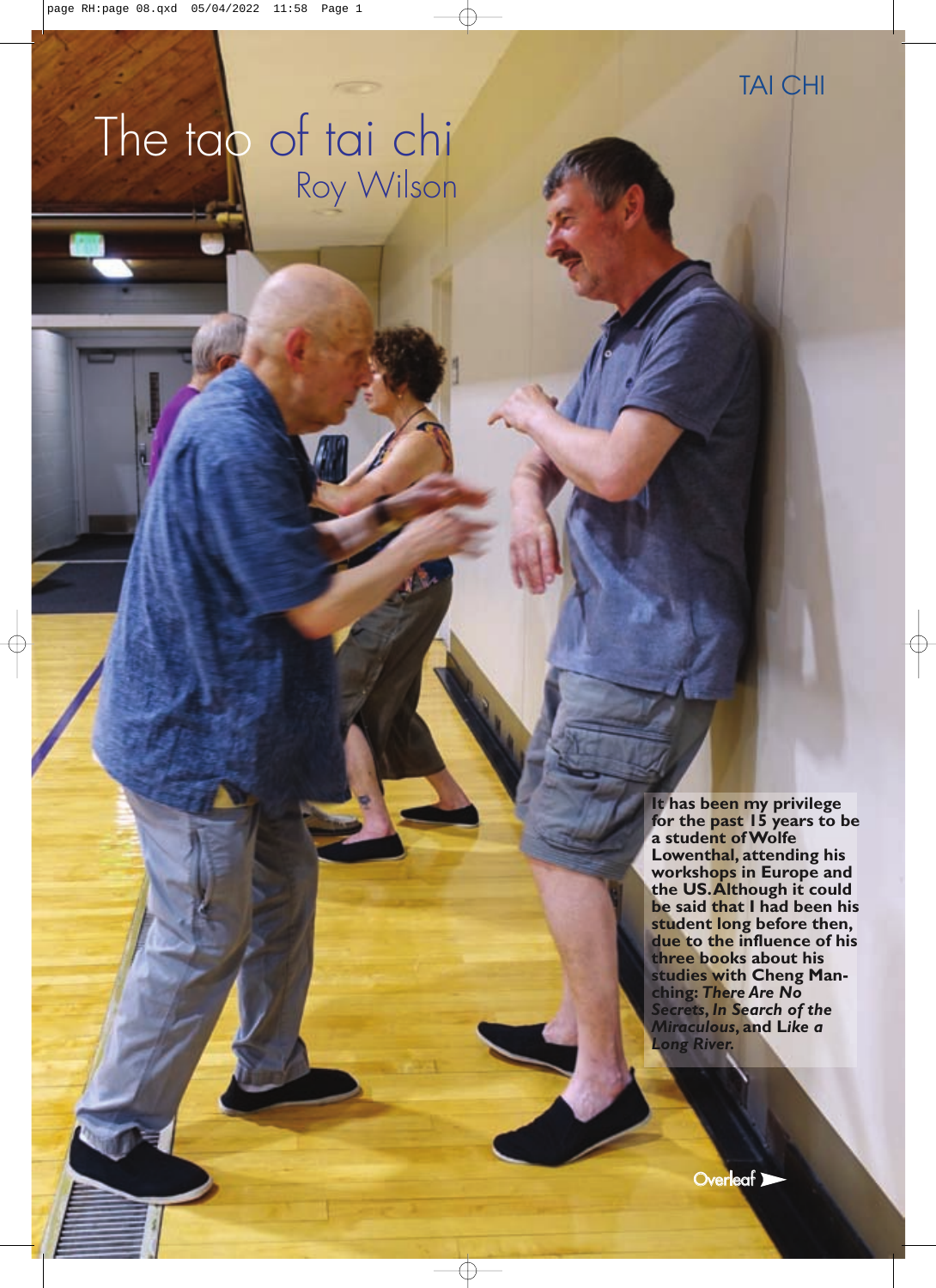# The tao of tai chi

## Roy Wilson

**It has been my privilege for the past 15 years to be a student of Wolfe Lowenthal, attending his workshops in Europe and the US. Although it could be said that I had been his student long before then, due to the influence of his three books about his studies with Cheng Man-ching: *There Are No Secrets*, *In Search of the Miraculous*, and *Like a Long River*.**

Overleaf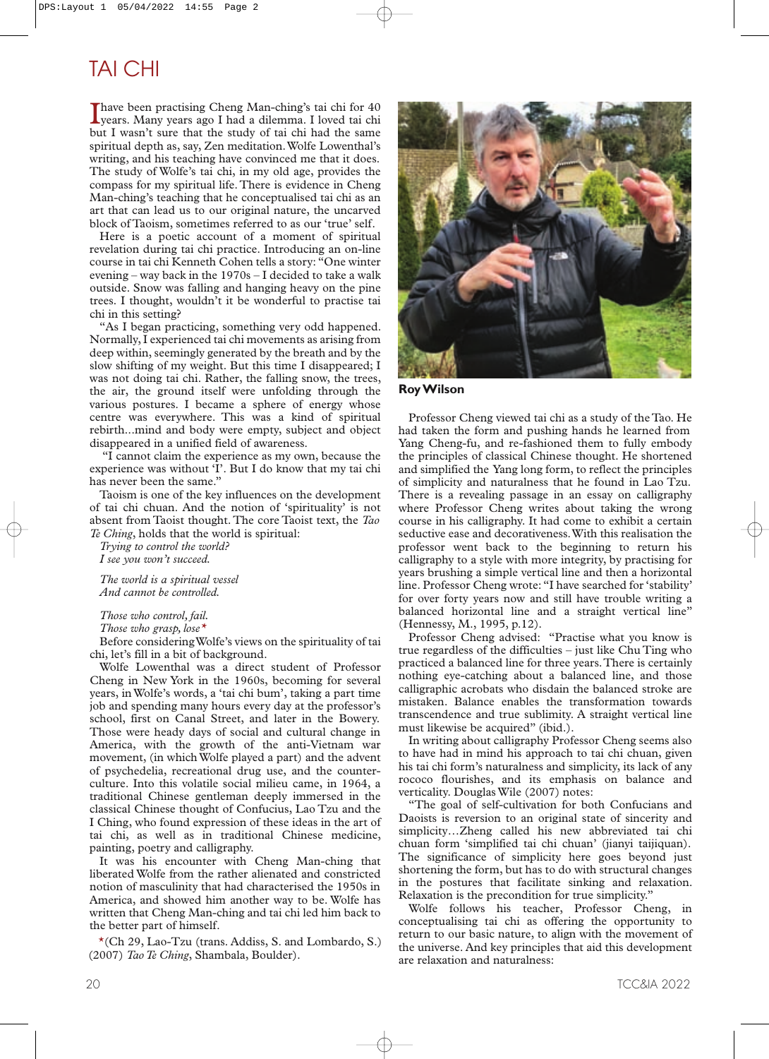# TAI CHI

I have been practising Cheng Man-ching's tai chi for 40 years. Many years ago I had a dilemma. I loved tai chi but I wasn't sure that the study of tai chi had the same spiritual depth as, say, Zen meditation. Wolfe Lowenthal's writing, and his teaching have convinced me that it does. The study of Wolfe's tai chi, in my old age, provides the compass for my spiritual life. There is evidence in Cheng Man-ching's teaching that he conceptualised tai chi as an art that can lead us to our original nature, the uncarved block of Taoism, sometimes referred to as our 'true' self.

Here is a poetic account of a moment of spiritual revelation during tai chi practice. Introducing an on-line course in tai chi Kenneth Cohen tells a story: "One winter evening – way back in the 1970s – I decided to take a walk outside. Snow was falling and hanging heavy on the pine trees. I thought, wouldn't it be wonderful to practise tai chi in this setting?

"As I began practicing, something very odd happened. Normally, I experienced tai chi movements as arising from deep within, seemingly generated by the breath and by the slow shifting of my weight. But this time I disappeared; I was not doing tai chi. Rather, the falling snow, the trees, the air, the ground itself were unfolding through the various postures. I became a sphere of energy whose centre was everywhere. This was a kind of spiritual rebirth...mind and body were empty, subject and object disappeared in a unified field of awareness.

"I cannot claim the experience as my own, because the experience was without 'I'. But I do know that my tai chi has never been the same."

Taoism is one of the key influences on the development of tai chi chuan. And the notion of 'spirituality' is not absent from Taoist thought. The core Taoist text, the *Tao Te Ching*, holds that the world is spiritual:

*Trying to control the world?*
*I see you won't succeed.*

*The world is a spiritual vessel*
*And cannot be controlled.*

*Those who control, fail.*
*Those who grasp, lose**

Before considering Wolfe's views on the spirituality of tai chi, let's fill in a bit of background.

Wolfe Lowenthal was a direct student of Professor Cheng in New York in the 1960s, becoming for several years, in Wolfe's words, a 'tai chi bum', taking a part time job and spending many hours every day at the professor's school, first on Canal Street, and later in the Bowery. Those were heady days of social and cultural change in America, with the growth of the anti-Vietnam war movement, (in which Wolfe played a part) and the advent of psychedelia, recreational drug use, and the counter-culture. Into this volatile social milieu came, in 1964, a traditional Chinese gentleman deeply immersed in the classical Chinese thought of Confucius, Lao Tzu and the I Ching, who found expression of these ideas in the art of tai chi, as well as in traditional Chinese medicine, painting, poetry and calligraphy.

It was his encounter with Cheng Man-ching that liberated Wolfe from the rather alienated and constricted notion of masculinity that had characterised the 1950s in America, and showed him another way to be. Wolfe has written that Cheng Man-ching and tai chi led him back to the better part of himself.

*(Ch 29, Lao-Tzu (trans. Addiss, S. and Lombardo, S.) (2007) *Tao Te Ching*, Shambala, Boulder).

**Roy Wilson**

Professor Cheng viewed tai chi as a study of the Tao. He had taken the form and pushing hands he learned from Yang Cheng-fu, and re-fashioned them to fully embody the principles of classical Chinese thought. He shortened and simplified the Yang long form, to reflect the principles of simplicity and naturalness that he found in Lao Tzu. There is a revealing passage in an essay on calligraphy where Professor Cheng writes about taking the wrong course in his calligraphy. It had come to exhibit a certain seductive ease and decorativeness. With this realisation the professor went back to the beginning to return his calligraphy to a style with more integrity, by practising for years brushing a simple vertical line and then a horizontal line. Professor Cheng wrote: "I have searched for 'stability' for over forty years now and still have trouble writing a balanced horizontal line and a straight vertical line" (Hennessy, M., 1995, p.12).

Professor Cheng advised: "Practise what you know is true regardless of the difficulties – just like Chu Ting who practiced a balanced line for three years. There is certainly nothing eye-catching about a balanced line, and those calligraphic acrobats who disdain the balanced stroke are mistaken. Balance enables the transformation towards transcendence and true sublimity. A straight vertical line must likewise be acquired" (ibid.).

In writing about calligraphy Professor Cheng seems also to have had in mind his approach to tai chi chuan, given his tai chi form's naturalness and simplicity, its lack of any rococo flourishes, and its emphasis on balance and verticality. Douglas Wile (2007) notes:

"The goal of self-cultivation for both Confucians and Daoists is reversion to an original state of sincerity and simplicity...Zheng called his new abbreviated tai chi chuan form 'simplified tai chi chuan' (jianyi taijiquan). The significance of simplicity here goes beyond just shortening the form, but has to do with structural changes in the postures that facilitate sinking and relaxation. Relaxation is the precondition for true simplicity."

Wolfe follows his teacher, Professor Cheng, in conceptualising tai chi as offering the opportunity to return to our basic nature, to align with the movement of the universe. And key principles that aid this development are relaxation and naturalness: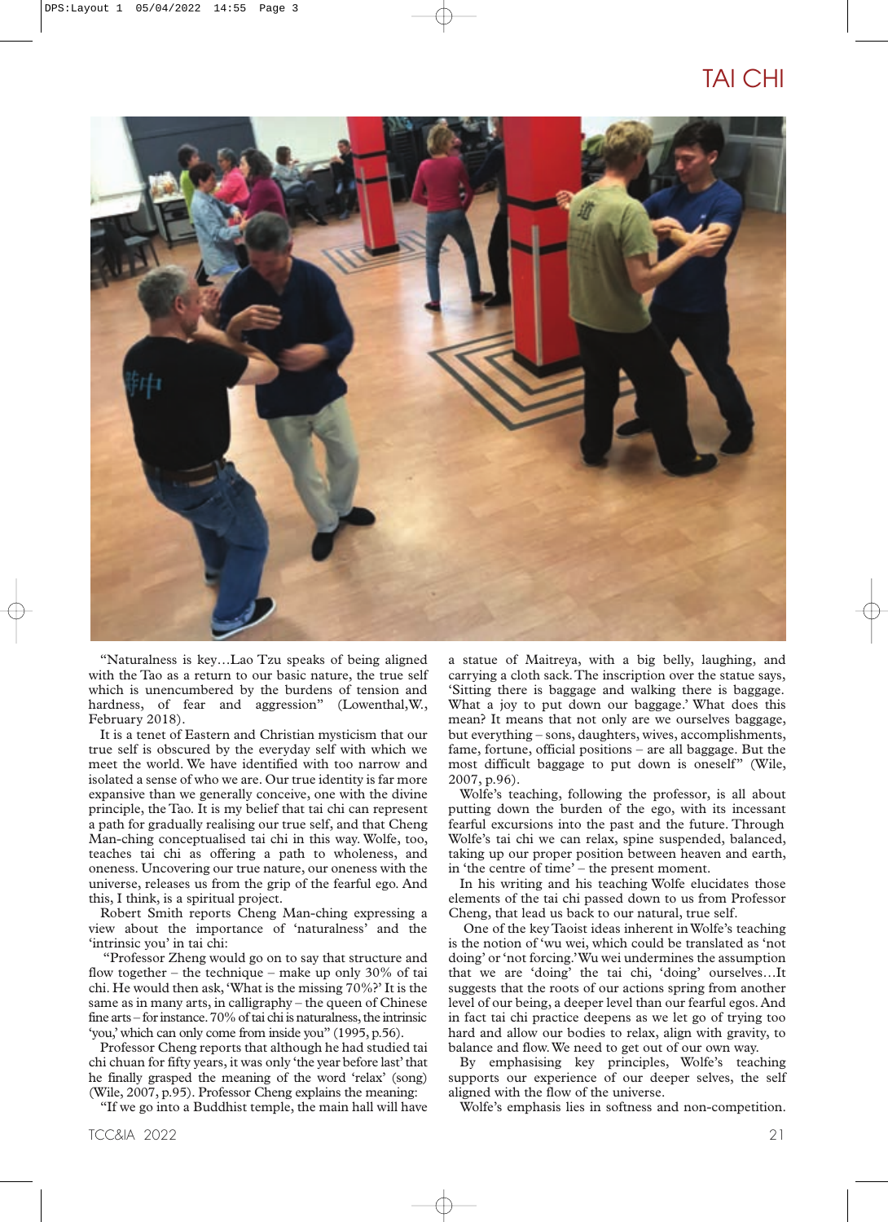"Naturalness is key…Lao Tzu speaks of being aligned with the Tao as a return to our basic nature, the true self which is unencumbered by the burdens of tension and hardness, of fear and aggression" (Lowenthal,W., February 2018).

It is a tenet of Eastern and Christian mysticism that our true self is obscured by the everyday self with which we meet the world. We have identified with too narrow and isolated a sense of who we are. Our true identity is far more expansive than we generally conceive, one with the divine principle, the Tao. It is my belief that tai chi can represent a path for gradually realising our true self, and that Cheng Man-ching conceptualised tai chi in this way. Wolfe, too, teaches tai chi as offering a path to wholeness, and oneness. Uncovering our true nature, our oneness with the universe, releases us from the grip of the fearful ego. And this, I think, is a spiritual project.

Robert Smith reports Cheng Man-ching expressing a view about the importance of 'naturalness' and the 'intrinsic you' in tai chi:

"Professor Zheng would go on to say that structure and flow together – the technique – make up only 30% of tai chi. He would then ask, 'What is the missing 70%?' It is the same as in many arts, in calligraphy – the queen of Chinese fine arts – for instance. 70% of tai chi is naturalness, the intrinsic 'you,' which can only come from inside you" (1995, p.56).

Professor Cheng reports that although he had studied tai chi chuan for fifty years, it was only 'the year before last' that he finally grasped the meaning of the word 'relax' (song) (Wile, 2007, p.95). Professor Cheng explains the meaning:

"If we go into a Buddhist temple, the main hall will have a statue of Maitreya, with a big belly, laughing, and carrying a cloth sack. The inscription over the statue says, 'Sitting there is baggage and walking there is baggage. What a joy to put down our baggage.' What does this mean? It means that not only are we ourselves baggage, but everything – sons, daughters, wives, accomplishments, fame, fortune, official positions – are all baggage. But the most difficult baggage to put down is oneself" (Wile, 2007, p.96).

Wolfe's teaching, following the professor, is all about putting down the burden of the ego, with its incessant fearful excursions into the past and the future. Through Wolfe's tai chi we can relax, spine suspended, balanced, taking up our proper position between heaven and earth, in 'the centre of time' – the present moment.

In his writing and his teaching Wolfe elucidates those elements of the tai chi passed down to us from Professor Cheng, that lead us back to our natural, true self.

One of the key Taoist ideas inherent in Wolfe's teaching is the notion of 'wu wei, which could be translated as 'not doing' or 'not forcing.' Wu wei undermines the assumption that we are 'doing' the tai chi, 'doing' ourselves…It suggests that the roots of our actions spring from another level of our being, a deeper level than our fearful egos. And in fact tai chi practice deepens as we let go of trying too hard and allow our bodies to relax, align with gravity, to balance and flow. We need to get out of our own way.

By emphasising key principles, Wolfe's teaching supports our experience of our deeper selves, the self aligned with the flow of the universe.

Wolfe's emphasis lies in softness and non-competition.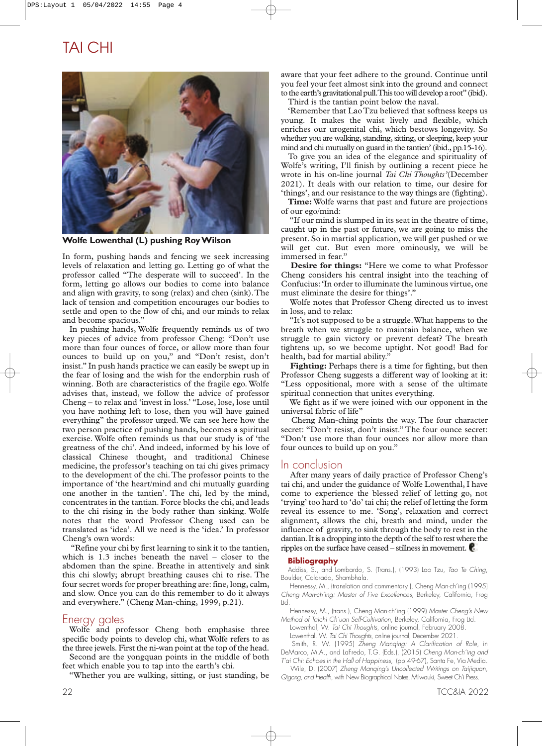# TAI CHI

**Wolfe Lowenthal (L) pushing Roy Wilson**

In form, pushing hands and fencing we seek increasing levels of relaxation and letting go. Letting go of what the professor called "The desperate will to succeed'. In the form, letting go allows our bodies to come into balance and align with gravity, to song (relax) and chen (sink). The lack of tension and competition encourages our bodies to settle and open to the flow of chi, and our minds to relax and become spacious."

In pushing hands, Wolfe frequently reminds us of two key pieces of advice from professor Cheng: "Don't use more than four ounces of force, or allow more than four ounces to build up on you," and "Don't resist, don't insist." In push hands practice we can easily be swept up in the fear of losing and the wish for the endorphin rush of winning. Both are characteristics of the fragile ego. Wolfe advises that, instead, we follow the advice of professor Cheng – to relax and 'invest in loss.' "Lose, lose, lose until you have nothing left to lose, then you will have gained everything" the professor urged. We can see here how the two person practice of pushing hands, becomes a spiritual exercise. Wolfe often reminds us that our study is of 'the greatness of the chi'. And indeed, informed by his love of classical Chinese thought, and traditional Chinese medicine, the professor's teaching on tai chi gives primacy to the development of the chi. The professor points to the importance of 'the heart/mind and chi mutually guarding one another in the tantien'. The chi, led by the mind, concentrates in the tantien. Force blocks the chi, and leads to the chi rising in the body rather than sinking. Wolfe notes that the word Professor Cheng used can be translated as 'idea'. All we need is the 'idea.' In professor Cheng's own words:

"Refine your chi by first learning to sink it to the tantien, which is 1.3 inches beneath the navel – closer to the abdomen than the spine. Breathe in attentively and sink this chi slowly; abrupt breathing causes chi to rise. The four secret words for proper breathing are: fine, long, calm, and slow. Once you can do this remember to do it always and everywhere." (Cheng Man-ching, 1999, p.21).

## Energy gates

Wolfe and professor Cheng both emphasise three specific body points to develop chi, what Wolfe refers to as the three jewels. First the ni-wan point at the top of the head.

Second are the yongquan points in the middle of both feet which enable you to tap into the earth's chi.

"Whether you are walking, sitting, or just standing, be aware that your feet adhere to the ground. Continue until you feel your feet almost sink into the ground and connect to the earth's gravitational pull. This too will develop a root" (ibid).

Third is the tantian point below the naval.

'Remember that Lao Tzu believed that softness keeps us young. It makes the waist lively and flexible, which enriches our urogenital chi, which bestows longevity. So whether you are walking, standing, sitting, or sleeping, keep your mind and chi mutually on guard in the tantien' (ibid., pp.15-16).

To give you an idea of the elegance and spirituality of Wolfe's writing, I'll finish by outlining a recent piece he wrote in his on-line journal *Tai Chi Thoughts'*(December 2021). It deals with our relation to time, our desire for 'things', and our resistance to the way things are (fighting).

**Time:** Wolfe warns that past and future are projections of our ego/mind:

"If our mind is slumped in its seat in the theatre of time, caught up in the past or future, we are going to miss the present. So in martial application, we will get pushed or we will get cut. But even more ominously, we will be immersed in fear."

**Desire for things:** "Here we come to what Professor Cheng considers his central insight into the teaching of Confucius: 'In order to illuminate the luminous virtue, one must eliminate the desire for things'."

Wolfe notes that Professor Cheng directed us to invest in loss, and to relax:

"It's not supposed to be a struggle. What happens to the breath when we struggle to maintain balance, when we struggle to gain victory or prevent defeat? The breath tightens up, so we become uptight. Not good! Bad for health, bad for martial ability."

**Fighting:** Perhaps there is a time for fighting, but then Professor Cheng suggests a different way of looking at it: "Less oppositional, more with a sense of the ultimate spiritual connection that unites everything.

We fight as if we were joined with our opponent in the universal fabric of life"

Cheng Man-ching points the way. The four character secret: "Don't resist, don't insist." The four ounce secret: "Don't use more than four ounces nor allow more than four ounces to build up on you."

## In conclusion

After many years of daily practice of Professor Cheng's tai chi, and under the guidance of Wolfe Lowenthal, I have come to experience the blessed relief of letting go, not 'trying' too hard to 'do' tai chi; the relief of letting the form reveal its essence to me. 'Song', relaxation and correct alignment, allows the chi, breath and mind, under the influence of gravity, to sink through the body to rest in the dantian. It is a dropping into the depth of the self to rest where the ripples on the surface have ceased – stillness in movement.

### Bibliography

Addiss, S., and Lombardo, S. (Trans.), (1993) Lao Tzu, *Tao Te Ching*, Boulder, Colorado, Shambhala.

Hennessy, M., (translation and commentary), Cheng Man-ch'ing (1995) *Cheng Man-ch'ing: Master of Five Excellences*, Berkeley, California, Frog Ltd.

Hennessy, M., (trans.), Cheng Man-ch'ing (1999) *Master Cheng's New Method of Taichi Ch'uan Self-Cultivation*, Berkeley, California, Frog Ltd.

Lowenthal, W. *Tai Chi Thoughts*, online journal, February 2008.

Lowenthal, W. *Tai Chi Thoughts*, online journal, December 2021.

Smith, R. W. (1995) *Zheng Manqing: A Clarification of Role*, in DeMarco, M.A., and LaFredo, T.G. (Eds.), (2015) *Cheng Man-ch'ing and T'ai Chi: Echoes in the Hall of Happiness*, (pp.49-67), Santa Fe, Via Media.

Wile, D. (2007) *Zheng Manqing's Uncollected Writings on Taijiquan, Qigong, and Health*, with New Biographical Notes, Milwauki, Sweet Ch'i Press.